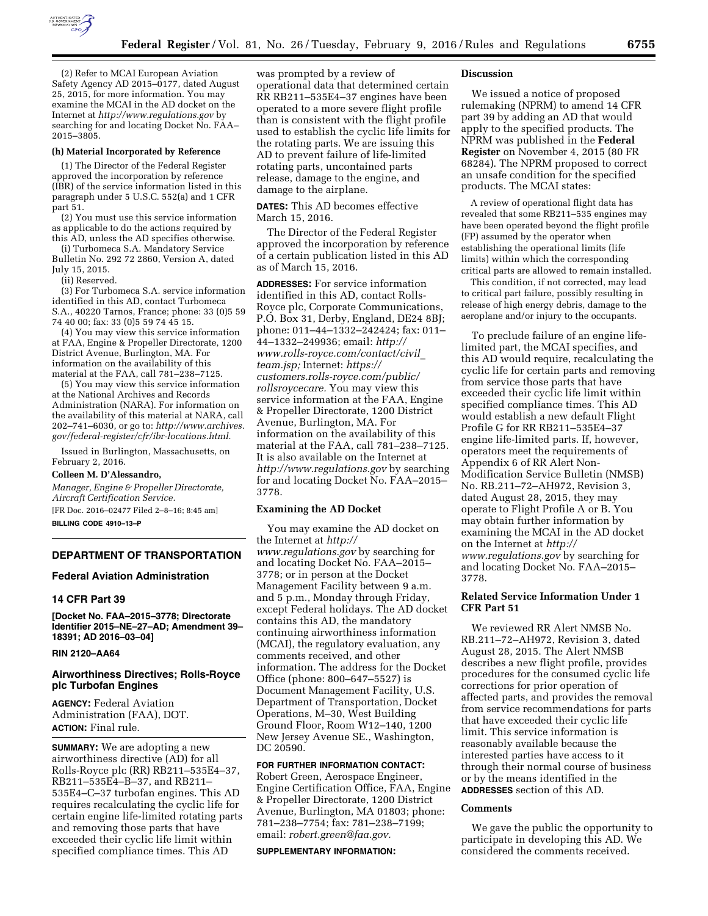(2) Refer to MCAI European Aviation Safety Agency AD 2015–0177, dated August 25, 2015, for more information. You may examine the MCAI in the AD docket on the Internet at *http://www.regulations.gov* by searching for and locating Docket No. FAA–2015–3805.

**(h) Material Incorporated by Reference**

(1) The Director of the Federal Register approved the incorporation by reference (IBR) of the service information listed in this paragraph under 5 U.S.C. 552(a) and 1 CFR part 51.

(2) You must use this service information as applicable to do the actions required by this AD, unless the AD specifies otherwise.

(i) Turbomeca S.A. Mandatory Service Bulletin No. 292 72 2860, Version A, dated July 15, 2015.

(ii) Reserved.

(3) For Turbomeca S.A. service information identified in this AD, contact Turbomeca S.A., 40220 Tarnos, France; phone: 33 (0)5 59 74 40 00; fax: 33 (0)5 59 74 45 15.

(4) You may view this service information at FAA, Engine & Propeller Directorate, 1200 District Avenue, Burlington, MA. For information on the availability of this material at the FAA, call 781–238–7125.

(5) You may view this service information at the National Archives and Records Administration (NARA). For information on the availability of this material at NARA, call 202–741–6030, or go to: *http://www.archives.gov/federal-register/cfr/ibr-locations.html.*

Issued in Burlington, Massachusetts, on February 2, 2016.

**Colleen M. D'Alessandro,**

*Manager, Engine & Propeller Directorate, Aircraft Certification Service.*

[FR Doc. 2016–02477 Filed 2–8–16; 8:45 am]

**BILLING CODE 4910–13–P**

## DEPARTMENT OF TRANSPORTATION

### Federal Aviation Administration

#### 14 CFR Part 39

**[Docket No. FAA–2015–3778; Directorate Identifier 2015–NE–27–AD; Amendment 39–18391; AD 2016–03–04]**

**RIN 2120–AA64**

### Airworthiness Directives; Rolls-Royce plc Turbofan Engines

**AGENCY:** Federal Aviation Administration (FAA), DOT.

**ACTION:** Final rule.

**SUMMARY:** We are adopting a new airworthiness directive (AD) for all Rolls-Royce plc (RR) RB211–535E4–37, RB211–535E4–B–37, and RB211–535E4–C–37 turbofan engines. This AD requires recalculating the cyclic life for certain engine life-limited rotating parts and removing those parts that have exceeded their cyclic life limit within specified compliance times. This AD was prompted by a review of operational data that determined certain RR RB211–535E4–37 engines have been operated to a more severe flight profile than is consistent with the flight profile used to establish the cyclic life limits for the rotating parts. We are issuing this AD to prevent failure of life-limited rotating parts, uncontained parts release, damage to the engine, and damage to the airplane.

**DATES:** This AD becomes effective March 15, 2016.

The Director of the Federal Register approved the incorporation by reference of a certain publication listed in this AD as of March 15, 2016.

**ADDRESSES:** For service information identified in this AD, contact Rolls-Royce plc, Corporate Communications, P.O. Box 31, Derby, England, DE24 8BJ; phone: 011–44–1332–242424; fax: 011–44–1332–249936; email: *http://www.rolls-royce.com/contact/civil_team.jsp;* Internet: *https://customers.rolls-royce.com/public/rollsroycecare.* You may view this service information at the FAA, Engine & Propeller Directorate, 1200 District Avenue, Burlington, MA. For information on the availability of this material at the FAA, call 781–238–7125. It is also available on the Internet at *http://www.regulations.gov* by searching for and locating Docket No. FAA–2015–3778.

**Examining the AD Docket**

You may examine the AD docket on the Internet at *http://www.regulations.gov* by searching for and locating Docket No. FAA–2015–3778; or in person at the Docket Management Facility between 9 a.m. and 5 p.m., Monday through Friday, except Federal holidays. The AD docket contains this AD, the mandatory continuing airworthiness information (MCAI), the regulatory evaluation, any comments received, and other information. The address for the Docket Office (phone: 800–647–5527) is Document Management Facility, U.S. Department of Transportation, Docket Operations, M–30, West Building Ground Floor, Room W12–140, 1200 New Jersey Avenue SE., Washington, DC 20590.

**FOR FURTHER INFORMATION CONTACT:** Robert Green, Aerospace Engineer, Engine Certification Office, FAA, Engine & Propeller Directorate, 1200 District Avenue, Burlington, MA 01803; phone: 781–238–7754; fax: 781–238–7199; email: *robert.green@faa.gov.*

**SUPPLEMENTARY INFORMATION:**

**Discussion**

We issued a notice of proposed rulemaking (NPRM) to amend 14 CFR part 39 by adding an AD that would apply to the specified products. The NPRM was published in the **Federal Register** on November 4, 2015 (80 FR 68284). The NPRM proposed to correct an unsafe condition for the specified products. The MCAI states:

> A review of operational flight data has revealed that some RB211–535 engines may have been operated beyond the flight profile (FP) assumed by the operator when establishing the operational limits (life limits) within which the corresponding critical parts are allowed to remain installed.
>
> This condition, if not corrected, may lead to critical part failure, possibly resulting in release of high energy debris, damage to the aeroplane and/or injury to the occupants.

To preclude failure of an engine life-limited part, the MCAI specifies, and this AD would require, recalculating the cyclic life for certain parts and removing from service those parts that have exceeded their cyclic life limit within specified compliance times. This AD would establish a new default Flight Profile G for RR RB211–535E4–37 engine life-limited parts. If, however, operators meet the requirements of Appendix 6 of RR Alert Non-Modification Service Bulletin (NMSB) No. RB.211–72–AH972, Revision 3, dated August 28, 2015, they may operate to Flight Profile A or B. You may obtain further information by examining the MCAI in the AD docket on the Internet at *http://www.regulations.gov* by searching for and locating Docket No. FAA–2015–3778.

**Related Service Information Under 1 CFR Part 51**

We reviewed RR Alert NMSB No. RB.211–72–AH972, Revision 3, dated August 28, 2015. The Alert NMSB describes a new flight profile, provides procedures for the consumed cyclic life corrections for prior operation of affected parts, and provides the removal from service recommendations for parts that have exceeded their cyclic life limit. This service information is reasonably available because the interested parties have access to it through their normal course of business or by the means identified in the **ADDRESSES** section of this AD.

**Comments**

We gave the public the opportunity to participate in developing this AD. We considered the comments received.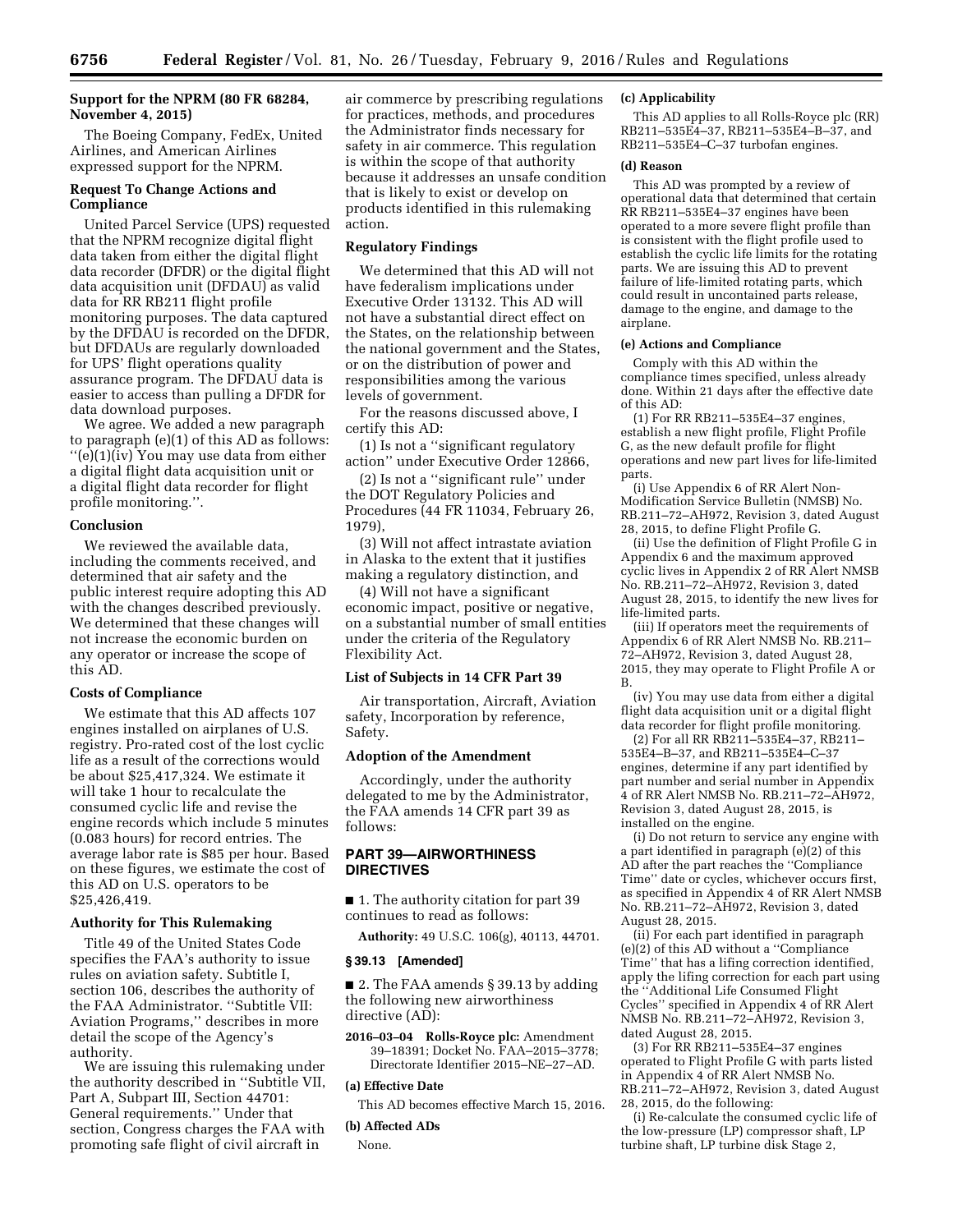### Support for the NPRM (80 FR 68284, November 4, 2015)

The Boeing Company, FedEx, United Airlines, and American Airlines expressed support for the NPRM.

### Request To Change Actions and Compliance

United Parcel Service (UPS) requested that the NPRM recognize digital flight data taken from either the digital flight data recorder (DFDR) or the digital flight data acquisition unit (DFDAU) as valid data for RR RB211 flight profile monitoring purposes. The data captured by the DFDAU is recorded on the DFDR, but DFDAUs are regularly downloaded for UPS' flight operations quality assurance program. The DFDAU data is easier to access than pulling a DFDR for data download purposes.

We agree. We added a new paragraph to paragraph (e)(1) of this AD as follows: ''(e)(1)(iv) You may use data from either a digital flight data acquisition unit or a digital flight data recorder for flight profile monitoring.''.

### Conclusion

We reviewed the available data, including the comments received, and determined that air safety and the public interest require adopting this AD with the changes described previously. We determined that these changes will not increase the economic burden on any operator or increase the scope of this AD.

### Costs of Compliance

We estimate that this AD affects 107 engines installed on airplanes of U.S. registry. Pro-rated cost of the lost cyclic life as a result of the corrections would be about $25,417,324. We estimate it will take 1 hour to recalculate the consumed cyclic life and revise the engine records which include 5 minutes (0.083 hours) for record entries. The average labor rate is $85 per hour. Based on these figures, we estimate the cost of this AD on U.S. operators to be $25,426,419.

### Authority for This Rulemaking

Title 49 of the United States Code specifies the FAA's authority to issue rules on aviation safety. Subtitle I, section 106, describes the authority of the FAA Administrator. ''Subtitle VII: Aviation Programs,'' describes in more detail the scope of the Agency's authority.

We are issuing this rulemaking under the authority described in ''Subtitle VII, Part A, Subpart III, Section 44701: General requirements.'' Under that section, Congress charges the FAA with promoting safe flight of civil aircraft in air commerce by prescribing regulations for practices, methods, and procedures the Administrator finds necessary for safety in air commerce. This regulation is within the scope of that authority because it addresses an unsafe condition that is likely to exist or develop on products identified in this rulemaking action.

### Regulatory Findings

We determined that this AD will not have federalism implications under Executive Order 13132. This AD will not have a substantial direct effect on the States, on the relationship between the national government and the States, or on the distribution of power and responsibilities among the various levels of government.

For the reasons discussed above, I certify this AD:

(1) Is not a ''significant regulatory action'' under Executive Order 12866,

(2) Is not a ''significant rule'' under the DOT Regulatory Policies and Procedures (44 FR 11034, February 26, 1979),

(3) Will not affect intrastate aviation in Alaska to the extent that it justifies making a regulatory distinction, and

(4) Will not have a significant economic impact, positive or negative, on a substantial number of small entities under the criteria of the Regulatory Flexibility Act.

### List of Subjects in 14 CFR Part 39

Air transportation, Aircraft, Aviation safety, Incorporation by reference, Safety.

### Adoption of the Amendment

Accordingly, under the authority delegated to me by the Administrator, the FAA amends 14 CFR part 39 as follows:

## PART 39—AIRWORTHINESS DIRECTIVES

■ 1. The authority citation for part 39 continues to read as follows:

**Authority:** 49 U.S.C. 106(g), 40113, 44701.

### § 39.13 [Amended]

■ 2. The FAA amends § 39.13 by adding the following new airworthiness directive (AD):

**2016–03–04 Rolls-Royce plc:** Amendment 39–18391; Docket No. FAA–2015–3778; Directorate Identifier 2015–NE–27–AD.

#### (a) Effective Date

This AD becomes effective March 15, 2016.

#### (b) Affected ADs

None.

#### (c) Applicability

This AD applies to all Rolls-Royce plc (RR) RB211–535E4–37, RB211–535E4–B–37, and RB211–535E4–C–37 turbofan engines.

#### (d) Reason

This AD was prompted by a review of operational data that determined that certain RR RB211–535E4–37 engines have been operated to a more severe flight profile than is consistent with the flight profile used to establish the cyclic life limits for the rotating parts. We are issuing this AD to prevent failure of life-limited rotating parts, which could result in uncontained parts release, damage to the engine, and damage to the airplane.

#### (e) Actions and Compliance

Comply with this AD within the compliance times specified, unless already done. Within 21 days after the effective date of this AD:

(1) For RR RB211–535E4–37 engines, establish a new flight profile, Flight Profile G, as the new default profile for flight operations and new part lives for life-limited parts.

(i) Use Appendix 6 of RR Alert Non-Modification Service Bulletin (NMSB) No. RB.211–72–AH972, Revision 3, dated August 28, 2015, to define Flight Profile G.

(ii) Use the definition of Flight Profile G in Appendix 6 and the maximum approved cyclic lives in Appendix 2 of RR Alert NMSB No. RB.211–72–AH972, Revision 3, dated August 28, 2015, to identify the new lives for life-limited parts.

(iii) If operators meet the requirements of Appendix 6 of RR Alert NMSB No. RB.211–72–AH972, Revision 3, dated August 28, 2015, they may operate to Flight Profile A or B.

(iv) You may use data from either a digital flight data acquisition unit or a digital flight data recorder for flight profile monitoring.

(2) For all RR RB211–535E4–37, RB211–535E4–B–37, and RB211–535E4–C–37 engines, determine if any part identified by part number and serial number in Appendix 4 of RR Alert NMSB No. RB.211–72–AH972, Revision 3, dated August 28, 2015, is installed on the engine.

(i) Do not return to service any engine with a part identified in paragraph (e)(2) of this AD after the part reaches the ''Compliance Time'' date or cycles, whichever occurs first, as specified in Appendix 4 of RR Alert NMSB No. RB.211–72–AH972, Revision 3, dated August 28, 2015.

(ii) For each part identified in paragraph (e)(2) of this AD without a ''Compliance Time'' that has a lifing correction identified, apply the lifing correction for each part using the ''Additional Life Consumed Flight Cycles'' specified in Appendix 4 of RR Alert NMSB No. RB.211–72–AH972, Revision 3, dated August 28, 2015.

(3) For RR RB211–535E4–37 engines operated to Flight Profile G with parts listed in Appendix 4 of RR Alert NMSB No. RB.211–72–AH972, Revision 3, dated August 28, 2015, do the following:

(i) Re-calculate the consumed cyclic life of the low-pressure (LP) compressor shaft, LP turbine shaft, LP turbine disk Stage 2,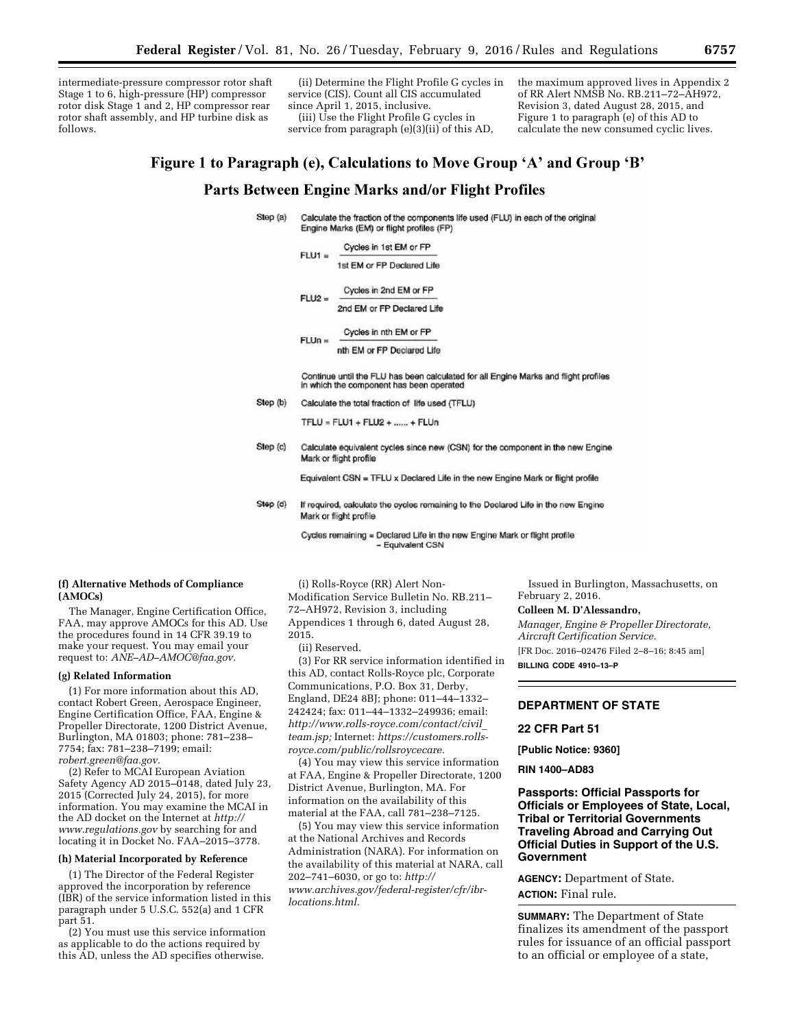intermediate-pressure compressor rotor shaft Stage 1 to 6, high-pressure (HP) compressor rotor disk Stage 1 and 2, HP compressor rear rotor shaft assembly, and HP turbine disk as follows.

(ii) Determine the Flight Profile G cycles in service (CIS). Count all CIS accumulated since April 1, 2015, inclusive.

(iii) Use the Flight Profile G cycles in service from paragraph (e)(3)(ii) of this AD, the maximum approved lives in Appendix 2 of RR Alert NMSB No. RB.211–72–AH972, Revision 3, dated August 28, 2015, and Figure 1 to paragraph (e) of this AD to calculate the new consumed cyclic lives.

## Figure 1 to Paragraph (e), Calculations to Move Group 'A' and Group 'B' Parts Between Engine Marks and/or Flight Profiles

Step (a) Calculate the fraction of the components life used (FLU) in each of the original Engine Marks (EM) or flight profiles (FP)

$$FLU1 = \frac{\text{Cycles in 1st EM or FP}}{\text{1st EM or FP Declared Life}}$$

$$FLU2 = \frac{\text{Cycles in 2nd EM or FP}}{\text{2nd EM or FP Declared Life}}$$

$$FLUn = \frac{\text{Cycles in nth EM or FP}}{\text{nth EM or FP Declared Life}}$$

Continue until the FLU has been calculated for all Engine Marks and flight profiles in which the component has been operated

Step (b) Calculate the total fraction of life used (TFLU)

$$TFLU = FLU1 + FLU2 + \ldots\ldots + FLUn$$

Step (c) Calculate equivalent cycles since new (CSN) for the component in the new Engine Mark or flight profile

Equivalent CSN = TFLU x Declared Life in the new Engine Mark or flight profile

Step (d) If required, calculate the cycles remaining to the Declared Life in the new Engine Mark or flight profile

Cycles remaining = Declared Life in the new Engine Mark or flight profile − Equivalent CSN

**(f) Alternative Methods of Compliance (AMOCs)**

The Manager, Engine Certification Office, FAA, may approve AMOCs for this AD. Use the procedures found in 14 CFR 39.19 to make your request. You may email your request to: *ANE–AD–AMOC@faa.gov.*

**(g) Related Information**

(1) For more information about this AD, contact Robert Green, Aerospace Engineer, Engine Certification Office, FAA, Engine & Propeller Directorate, 1200 District Avenue, Burlington, MA 01803; phone: 781–238–7754; fax: 781–238–7199; email: *robert.green@faa.gov.*

(2) Refer to MCAI European Aviation Safety Agency AD 2015–0148, dated July 23, 2015 (Corrected July 24, 2015), for more information. You may examine the MCAI in the AD docket on the Internet at *http://www.regulations.gov* by searching for and locating it in Docket No. FAA–2015–3778.

**(h) Material Incorporated by Reference**

(1) The Director of the Federal Register approved the incorporation by reference (IBR) of the service information listed in this paragraph under 5 U.S.C. 552(a) and 1 CFR part 51.

(2) You must use this service information as applicable to do the actions required by this AD, unless the AD specifies otherwise.

(i) Rolls-Royce (RR) Alert Non-Modification Service Bulletin No. RB.211–72–AH972, Revision 3, including Appendices 1 through 6, dated August 28, 2015.

(ii) Reserved.

(3) For RR service information identified in this AD, contact Rolls-Royce plc, Corporate Communications, P.O. Box 31, Derby, England, DE24 8BJ; phone: 011–44–1332–242424; fax: 011–44–1332–249936; email: *http://www.rolls-royce.com/contact/civil_team.jsp;* Internet: *https://customers.rolls-royce.com/public/rollsroycecare.*

(4) You may view this service information at FAA, Engine & Propeller Directorate, 1200 District Avenue, Burlington, MA. For information on the availability of this material at the FAA, call 781–238–7125.

(5) You may view this service information at the National Archives and Records Administration (NARA). For information on the availability of this material at NARA, call 202–741–6030, or go to: *http://www.archives.gov/federal-register/cfr/ibr-locations.html.*

Issued in Burlington, Massachusetts, on February 2, 2016.

**Colleen M. D'Alessandro,**

*Manager, Engine & Propeller Directorate, Aircraft Certification Service.*

[FR Doc. 2016–02476 Filed 2–8–16; 8:45 am]

**BILLING CODE 4910–13–P**

# DEPARTMENT OF STATE

## 22 CFR Part 51

**[Public Notice: 9360]**

**RIN 1400–AD83**

## Passports: Official Passports for Officials or Employees of State, Local, Tribal or Territorial Governments Traveling Abroad and Carrying Out Official Duties in Support of the U.S. Government

**AGENCY:** Department of State.

**ACTION:** Final rule.

**SUMMARY:** The Department of State finalizes its amendment of the passport rules for issuance of an official passport to an official or employee of a state,